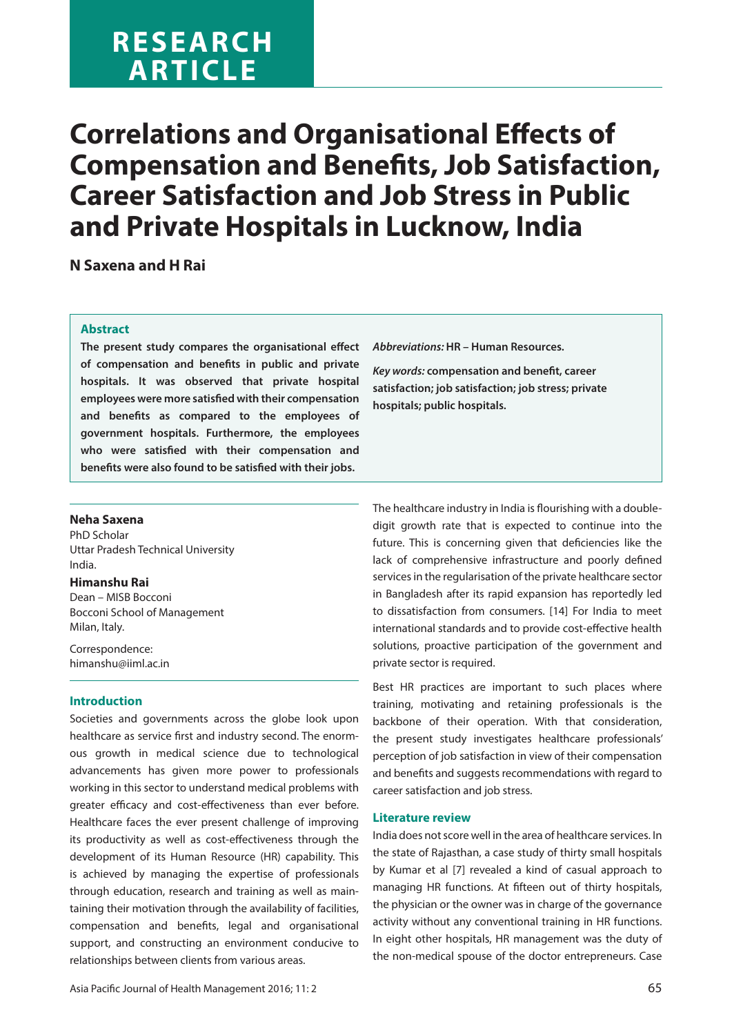RESEARCH ARTICLE

# Correlations and Organisational Effects of Compensation and Benefits, Job Satisfaction, Career Satisfaction and Job Stress in Public and Private Hospitals in Lucknow, India

**N Saxena and H Rai**

### Abstract

**The present study compares the organisational effect of compensation and benefits in public and private hospitals. It was observed that private hospital employees were more satisfied with their compensation and benefits as compared to the employees of government hospitals. Furthermore, the employees who were satisfied with their compensation and benefits were also found to be satisfied with their jobs.**

*Abbreviations:* **HR – Human Resources.**

*Key words:* **compensation and benefit, career satisfaction; job satisfaction; job stress; private hospitals; public hospitals.**

**Neha Saxena**
PhD Scholar
Uttar Pradesh Technical University
India.

**Himanshu Rai**
Dean – MISB Bocconi
Bocconi School of Management
Milan, Italy.

Correspondence:
himanshu@iiml.ac.in

## Introduction

Societies and governments across the globe look upon healthcare as service first and industry second. The enormous growth in medical science due to technological advancements has given more power to professionals working in this sector to understand medical problems with greater efficacy and cost-effectiveness than ever before. Healthcare faces the ever present challenge of improving its productivity as well as cost-effectiveness through the development of its Human Resource (HR) capability. This is achieved by managing the expertise of professionals through education, research and training as well as maintaining their motivation through the availability of facilities, compensation and benefits, legal and organisational support, and constructing an environment conducive to relationships between clients from various areas.

The healthcare industry in India is flourishing with a double-digit growth rate that is expected to continue into the future. This is concerning given that deficiencies like the lack of comprehensive infrastructure and poorly defined services in the regularisation of the private healthcare sector in Bangladesh after its rapid expansion has reportedly led to dissatisfaction from consumers. [14] For India to meet international standards and to provide cost-effective health solutions, proactive participation of the government and private sector is required.

Best HR practices are important to such places where training, motivating and retaining professionals is the backbone of their operation. With that consideration, the present study investigates healthcare professionals' perception of job satisfaction in view of their compensation and benefits and suggests recommendations with regard to career satisfaction and job stress.

## Literature review

India does not score well in the area of healthcare services. In the state of Rajasthan, a case study of thirty small hospitals by Kumar et al [7] revealed a kind of casual approach to managing HR functions. At fifteen out of thirty hospitals, the physician or the owner was in charge of the governance activity without any conventional training in HR functions. In eight other hospitals, HR management was the duty of the non-medical spouse of the doctor entrepreneurs. Case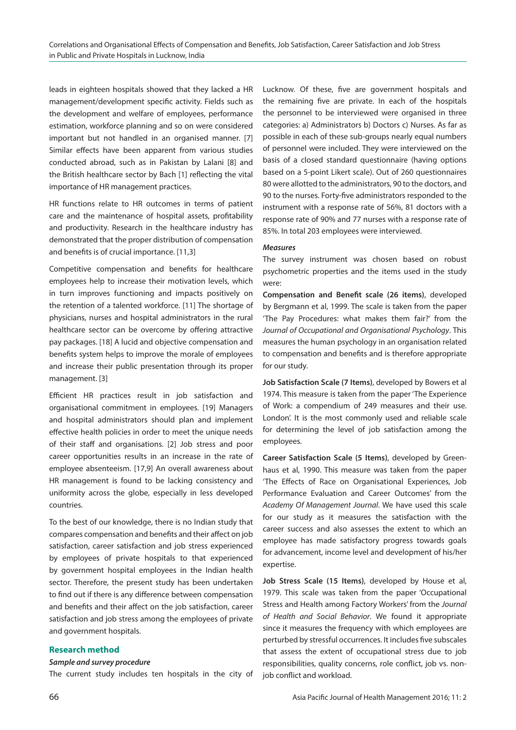leads in eighteen hospitals showed that they lacked a HR management/development specific activity. Fields such as the development and welfare of employees, performance estimation, workforce planning and so on were considered important but not handled in an organised manner. [7] Similar effects have been apparent from various studies conducted abroad, such as in Pakistan by Lalani [8] and the British healthcare sector by Bach [1] reflecting the vital importance of HR management practices.

HR functions relate to HR outcomes in terms of patient care and the maintenance of hospital assets, profitability and productivity. Research in the healthcare industry has demonstrated that the proper distribution of compensation and benefits is of crucial importance. [11,3]

Competitive compensation and benefits for healthcare employees help to increase their motivation levels, which in turn improves functioning and impacts positively on the retention of a talented workforce. [11] The shortage of physicians, nurses and hospital administrators in the rural healthcare sector can be overcome by offering attractive pay packages. [18] A lucid and objective compensation and benefits system helps to improve the morale of employees and increase their public presentation through its proper management. [3]

Efficient HR practices result in job satisfaction and organisational commitment in employees. [19] Managers and hospital administrators should plan and implement effective health policies in order to meet the unique needs of their staff and organisations. [2] Job stress and poor career opportunities results in an increase in the rate of employee absenteeism. [17,9] An overall awareness about HR management is found to be lacking consistency and uniformity across the globe, especially in less developed countries.

To the best of our knowledge, there is no Indian study that compares compensation and benefits and their affect on job satisfaction, career satisfaction and job stress experienced by employees of private hospitals to that experienced by government hospital employees in the Indian health sector. Therefore, the present study has been undertaken to find out if there is any difference between compensation and benefits and their affect on the job satisfaction, career satisfaction and job stress among the employees of private and government hospitals.

## Research method

### *Sample and survey procedure*

The current study includes ten hospitals in the city of Lucknow. Of these, five are government hospitals and the remaining five are private. In each of the hospitals the personnel to be interviewed were organised in three categories: a) Administrators b) Doctors c) Nurses. As far as possible in each of these sub-groups nearly equal numbers of personnel were included. They were interviewed on the basis of a closed standard questionnaire (having options based on a 5-point Likert scale). Out of 260 questionnaires 80 were allotted to the administrators, 90 to the doctors, and 90 to the nurses. Forty-five administrators responded to the instrument with a response rate of 56%, 81 doctors with a response rate of 90% and 77 nurses with a response rate of 85%. In total 203 employees were interviewed.

### *Measures*

The survey instrument was chosen based on robust psychometric properties and the items used in the study were:

**Compensation and Benefit scale (26 items)**, developed by Bergmann et al, 1999. The scale is taken from the paper 'The Pay Procedures: what makes them fair?' from the *Journal of Occupational and Organisational Psychology*. This measures the human psychology in an organisation related to compensation and benefits and is therefore appropriate for our study.

**Job Satisfaction Scale (7 Items)**, developed by Bowers et al 1974. This measure is taken from the paper 'The Experience of Work: a compendium of 249 measures and their use. London'. It is the most commonly used and reliable scale for determining the level of job satisfaction among the employees.

**Career Satisfaction Scale (5 Items)**, developed by Greenhaus et al, 1990. This measure was taken from the paper 'The Effects of Race on Organisational Experiences, Job Performance Evaluation and Career Outcomes' from the *Academy Of Management Journal*. We have used this scale for our study as it measures the satisfaction with the career success and also assesses the extent to which an employee has made satisfactory progress towards goals for advancement, income level and development of his/her expertise.

**Job Stress Scale (15 Items)**, developed by House et al, 1979. This scale was taken from the paper 'Occupational Stress and Health among Factory Workers' from the *Journal of Health and Social Behavior*. We found it appropriate since it measures the frequency with which employees are perturbed by stressful occurrences. It includes five subscales that assess the extent of occupational stress due to job responsibilities, quality concerns, role conflict, job vs. non-job conflict and workload.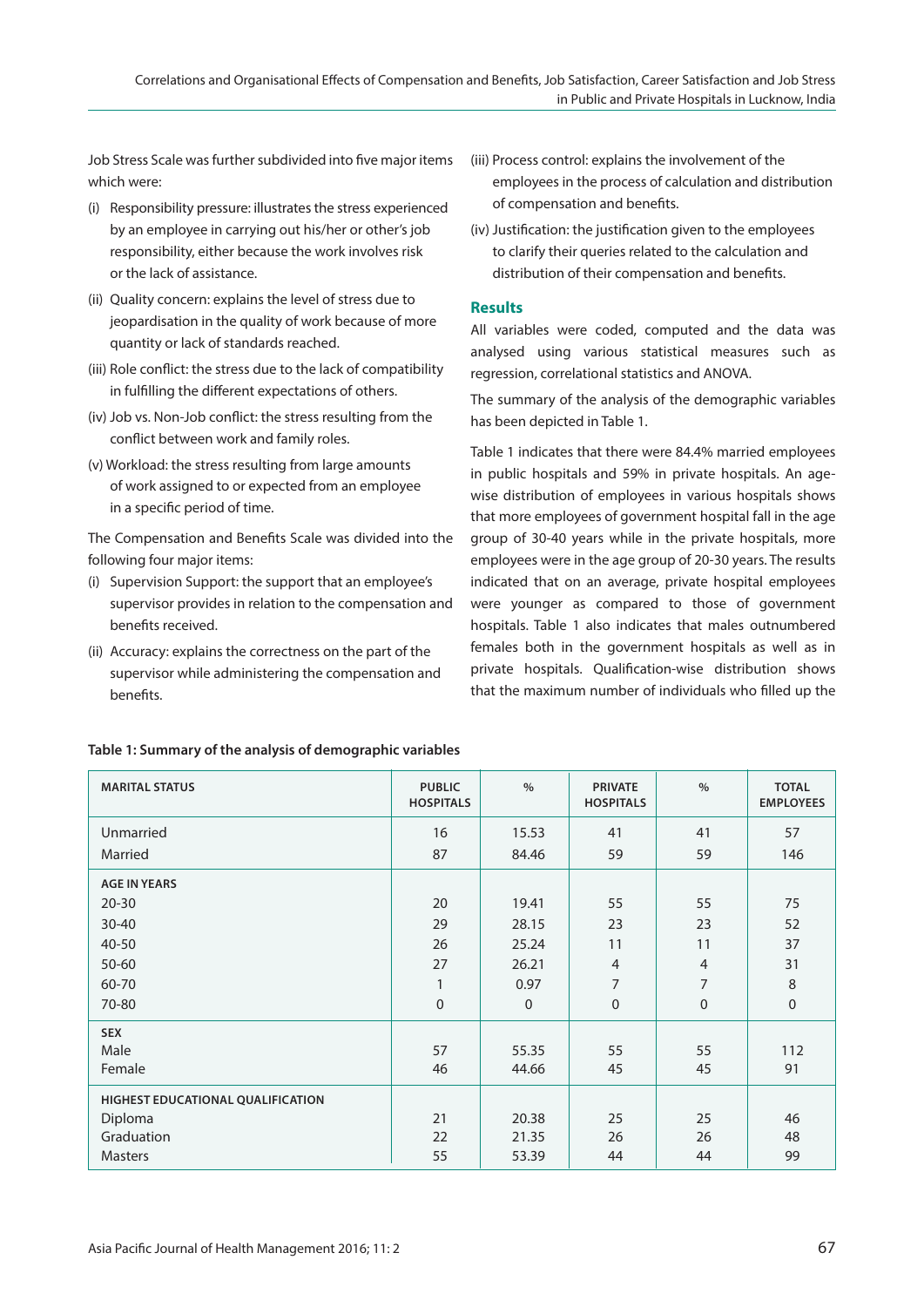Job Stress Scale was further subdivided into five major items which were:

(i) Responsibility pressure: illustrates the stress experienced by an employee in carrying out his/her or other's job responsibility, either because the work involves risk or the lack of assistance.

(ii) Quality concern: explains the level of stress due to jeopardisation in the quality of work because of more quantity or lack of standards reached.

(iii) Role conflict: the stress due to the lack of compatibility in fulfilling the different expectations of others.

(iv) Job vs. Non-Job conflict: the stress resulting from the conflict between work and family roles.

(v) Workload: the stress resulting from large amounts of work assigned to or expected from an employee in a specific period of time.

The Compensation and Benefits Scale was divided into the following four major items:

(i) Supervision Support: the support that an employee's supervisor provides in relation to the compensation and benefits received.

(ii) Accuracy: explains the correctness on the part of the supervisor while administering the compensation and benefits.

(iii) Process control: explains the involvement of the employees in the process of calculation and distribution of compensation and benefits.

(iv) Justification: the justification given to the employees to clarify their queries related to the calculation and distribution of their compensation and benefits.

## Results

All variables were coded, computed and the data was analysed using various statistical measures such as regression, correlational statistics and ANOVA.

The summary of the analysis of the demographic variables has been depicted in Table 1.

Table 1 indicates that there were 84.4% married employees in public hospitals and 59% in private hospitals. An age-wise distribution of employees in various hospitals shows that more employees of government hospital fall in the age group of 30-40 years while in the private hospitals, more employees were in the age group of 20-30 years. The results indicated that on an average, private hospital employees were younger as compared to those of government hospitals. Table 1 also indicates that males outnumbered females both in the government hospitals as well as in private hospitals. Qualification-wise distribution shows that the maximum number of individuals who filled up the

**Table 1: Summary of the analysis of demographic variables**

| MARITAL STATUS | PUBLIC HOSPITALS | % | PRIVATE HOSPITALS | % | TOTAL EMPLOYEES |
|---|---|---|---|---|---|
| Unmarried | 16 | 15.53 | 41 | 41 | 57 |
| Married | 87 | 84.46 | 59 | 59 | 146 |
| **AGE IN YEARS** | | | | | |
| 20-30 | 20 | 19.41 | 55 | 55 | 75 |
| 30-40 | 29 | 28.15 | 23 | 23 | 52 |
| 40-50 | 26 | 25.24 | 11 | 11 | 37 |
| 50-60 | 27 | 26.21 | 4 | 4 | 31 |
| 60-70 | 1 | 0.97 | 7 | 7 | 8 |
| 70-80 | 0 | 0 | 0 | 0 | 0 |
| **SEX** | | | | | |
| Male | 57 | 55.35 | 55 | 55 | 112 |
| Female | 46 | 44.66 | 45 | 45 | 91 |
| **HIGHEST EDUCATIONAL QUALIFICATION** | | | | | |
| Diploma | 21 | 20.38 | 25 | 25 | 46 |
| Graduation | 22 | 21.35 | 26 | 26 | 48 |
| Masters | 55 | 53.39 | 44 | 44 | 99 |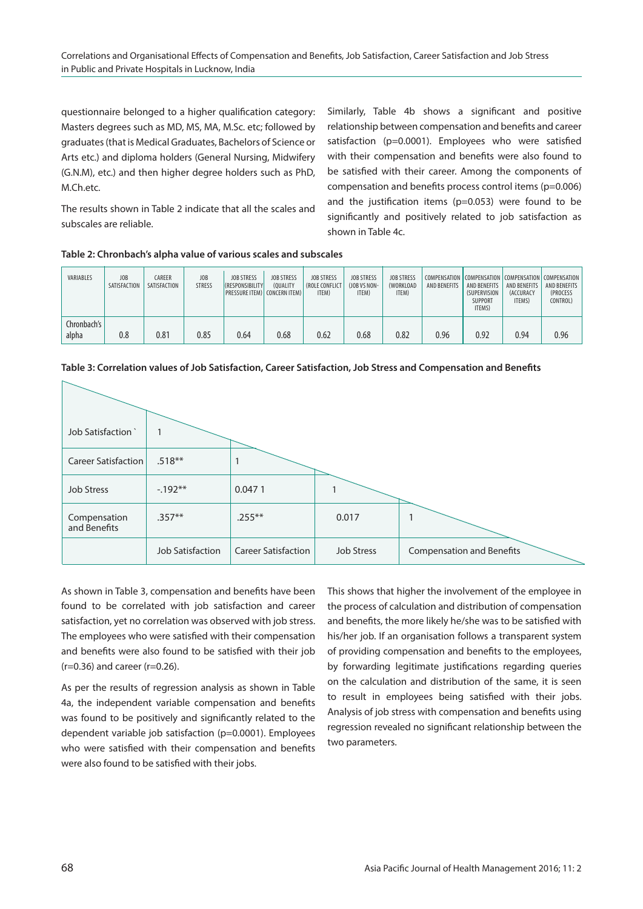questionnaire belonged to a higher qualification category: Masters degrees such as MD, MS, MA, M.Sc. etc; followed by graduates (that is Medical Graduates, Bachelors of Science or Arts etc.) and diploma holders (General Nursing, Midwifery (G.N.M), etc.) and then higher degree holders such as PhD, M.Ch.etc.

The results shown in Table 2 indicate that all the scales and subscales are reliable.

Similarly, Table 4b shows a significant and positive relationship between compensation and benefits and career satisfaction (p=0.0001). Employees who were satisfied with their compensation and benefits were also found to be satisfied with their career. Among the components of compensation and benefits process control items (p=0.006) and the justification items (p=0.053) were found to be significantly and positively related to job satisfaction as shown in Table 4c.

**Table 2: Chronbach's alpha value of various scales and subscales**

| VARIABLES | JOB SATISFACTION | CAREER SATISFACTION | JOB STRESS | JOB STRESS (RESPONSIBILITY PRESSURE ITEM) | JOB STRESS (QUALITY CONCERN ITEM) | JOB STRESS (ROLE CONFLICT ITEM) | JOB STRESS (JOB VS NON-ITEM) | JOB STRESS (WORKLOAD ITEM) | COMPENSATION AND BENEFITS | COMPENSATION AND BENEFITS (SUPERVISION SUPPORT ITEMS) | COMPENSATION AND BENEFITS (ACCURACY ITEMS) | COMPENSATION AND BENEFITS (PROCESS CONTROL) |
|---|---|---|---|---|---|---|---|---|---|---|---|---|
| Chronbach's alpha | 0.8 | 0.81 | 0.85 | 0.64 | 0.68 | 0.62 | 0.68 | 0.82 | 0.96 | 0.92 | 0.94 | 0.96 |

**Table 3: Correlation values of Job Satisfaction, Career Satisfaction, Job Stress and Compensation and Benefits**

| | Job Satisfaction | Career Satisfaction | Job Stress | Compensation and Benefits |
|---|---|---|---|---|
| Job Satisfaction ` | 1 | | | |
| Career Satisfaction | .518** | 1 | | |
| Job Stress | -.192** | 0.047 1 | 1 | |
| Compensation and Benefits | .357** | .255** | 0.017 | 1 |

As shown in Table 3, compensation and benefits have been found to be correlated with job satisfaction and career satisfaction, yet no correlation was observed with job stress. The employees who were satisfied with their compensation and benefits were also found to be satisfied with their job (r=0.36) and career (r=0.26).

As per the results of regression analysis as shown in Table 4a, the independent variable compensation and benefits was found to be positively and significantly related to the dependent variable job satisfaction (p=0.0001). Employees who were satisfied with their compensation and benefits were also found to be satisfied with their jobs.

This shows that higher the involvement of the employee in the process of calculation and distribution of compensation and benefits, the more likely he/she was to be satisfied with his/her job. If an organisation follows a transparent system of providing compensation and benefits to the employees, by forwarding legitimate justifications regarding queries on the calculation and distribution of the same, it is seen to result in employees being satisfied with their jobs. Analysis of job stress with compensation and benefits using regression revealed no significant relationship between the two parameters.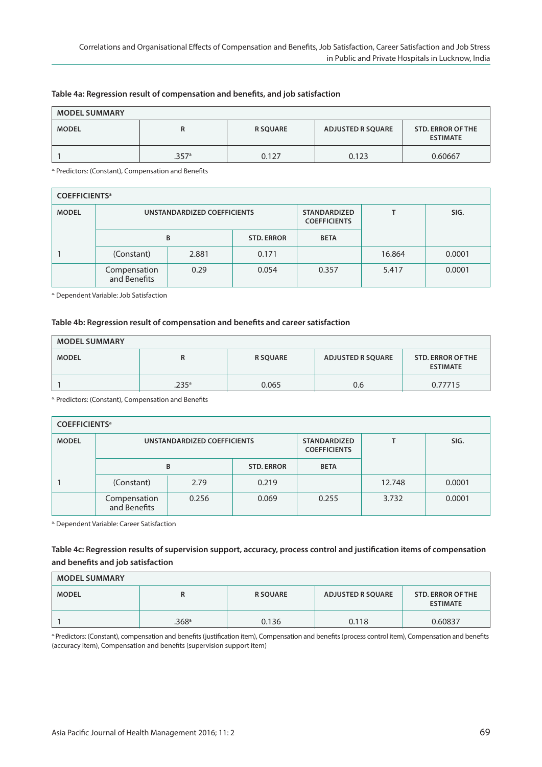**Table 4a: Regression result of compensation and benefits, and job satisfaction**

| MODEL SUMMARY | | | | |
|---|---|---|---|---|
| MODEL | R | R SQUARE | ADJUSTED R SQUARE | STD. ERROR OF THE ESTIMATE |
| 1 | .357[a] | 0.127 | 0.123 | 0.60667 |

[a] Predictors: (Constant), Compensation and Benefits

| COEFFICIENTS[a] | | | | | | |
|---|---|---|---|---|---|---|
| MODEL | UNSTANDARDIZED COEFFICIENTS | | | STANDARDIZED COEFFICIENTS | T | SIG. |
| | B | | STD. ERROR | BETA | | |
| 1 | (Constant) | 2.881 | 0.171 | | 16.864 | 0.0001 |
| | Compensation and Benefits | 0.29 | 0.054 | 0.357 | 5.417 | 0.0001 |

[a] Dependent Variable: Job Satisfaction

**Table 4b: Regression result of compensation and benefits and career satisfaction**

| MODEL SUMMARY | | | | |
|---|---|---|---|---|
| MODEL | R | R SQUARE | ADJUSTED R SQUARE | STD. ERROR OF THE ESTIMATE |
| 1 | .235[a] | 0.065 | 0.6 | 0.77715 |

[a] Predictors: (Constant), Compensation and Benefits

| COEFFICIENTS[a] | | | | | | |
|---|---|---|---|---|---|---|
| MODEL | UNSTANDARDIZED COEFFICIENTS | | | STANDARDIZED COEFFICIENTS | T | SIG. |
| | B | | STD. ERROR | BETA | | |
| 1 | (Constant) | 2.79 | 0.219 | | 12.748 | 0.0001 |
| | Compensation and Benefits | 0.256 | 0.069 | 0.255 | 3.732 | 0.0001 |

[a] Dependent Variable: Career Satisfaction

**Table 4c: Regression results of supervision support, accuracy, process control and justification items of compensation and benefits and job satisfaction**

| MODEL SUMMARY | | | | |
|---|---|---|---|---|
| MODEL | R | R SQUARE | ADJUSTED R SQUARE | STD. ERROR OF THE ESTIMATE |
| 1 | .368[a] | 0.136 | 0.118 | 0.60837 |

[a] Predictors: (Constant), compensation and benefits (justification item), Compensation and benefits (process control item), Compensation and benefits (accuracy item), Compensation and benefits (supervision support item)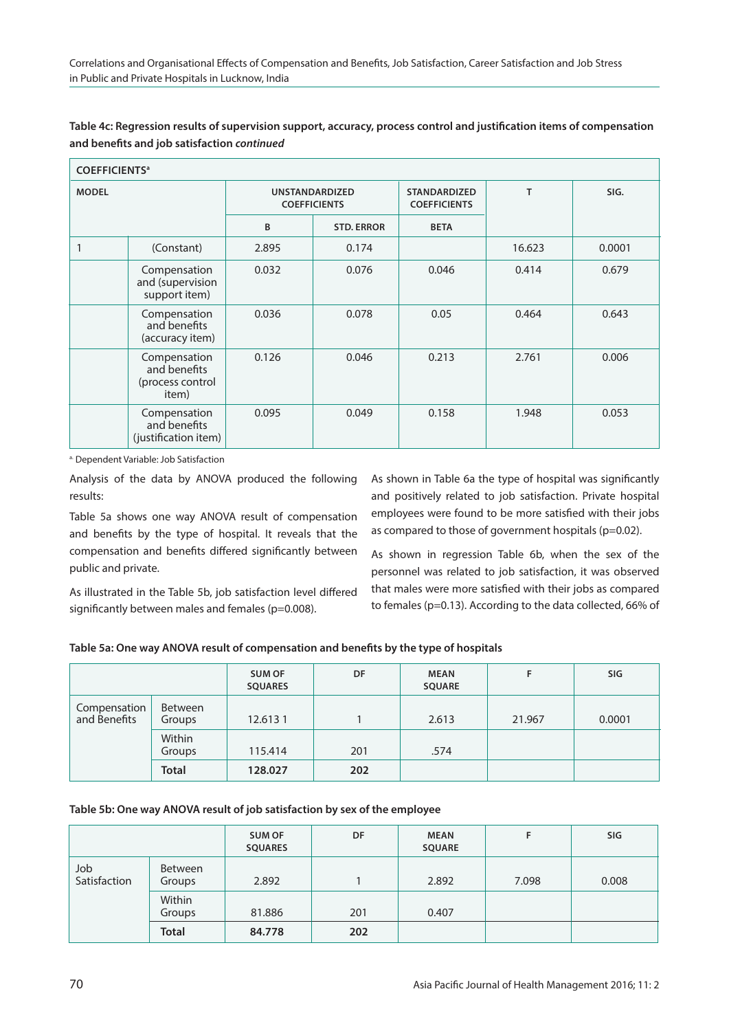**Table 4c: Regression results of supervision support, accuracy, process control and justification items of compensation and benefits and job satisfaction *continued***

| COEFFICIENTS[a] | | | | | | |
|---|---|---|---|---|---|---|
| MODEL | | UNSTANDARDIZED COEFFICIENTS | | STANDARDIZED COEFFICIENTS | T | SIG. |
| | | B | STD. ERROR | BETA | | |
| 1 | (Constant) | 2.895 | 0.174 | | 16.623 | 0.0001 |
| | Compensation and (supervision support item) | 0.032 | 0.076 | 0.046 | 0.414 | 0.679 |
| | Compensation and benefits (accuracy item) | 0.036 | 0.078 | 0.05 | 0.464 | 0.643 |
| | Compensation and benefits (process control item) | 0.126 | 0.046 | 0.213 | 2.761 | 0.006 |
| | Compensation and benefits (justification item) | 0.095 | 0.049 | 0.158 | 1.948 | 0.053 |

[a] Dependent Variable: Job Satisfaction

Analysis of the data by ANOVA produced the following results:

Table 5a shows one way ANOVA result of compensation and benefits by the type of hospital. It reveals that the compensation and benefits differed significantly between public and private.

As illustrated in the Table 5b, job satisfaction level differed significantly between males and females (p=0.008).

As shown in Table 6a the type of hospital was significantly and positively related to job satisfaction. Private hospital employees were found to be more satisfied with their jobs as compared to those of government hospitals (p=0.02).

As shown in regression Table 6b, when the sex of the personnel was related to job satisfaction, it was observed that males were more satisfied with their jobs as compared to females (p=0.13). According to the data collected, 66% of

**Table 5a: One way ANOVA result of compensation and benefits by the type of hospitals**

| | | SUM OF SQUARES | DF | MEAN SQUARE | F | SIG |
|---|---|---|---|---|---|---|
| Compensation and Benefits | Between Groups | 12.613 1 | 1 | 2.613 | 21.967 | 0.0001 |
| | Within Groups | 115.414 | 201 | .574 | | |
| | **Total** | **128.027** | **202** | | | |

**Table 5b: One way ANOVA result of job satisfaction by sex of the employee**

| | | SUM OF SQUARES | DF | MEAN SQUARE | F | SIG |
|---|---|---|---|---|---|---|
| Job Satisfaction | Between Groups | 2.892 | 1 | 2.892 | 7.098 | 0.008 |
| | Within Groups | 81.886 | 201 | 0.407 | | |
| | **Total** | **84.778** | **202** | | | |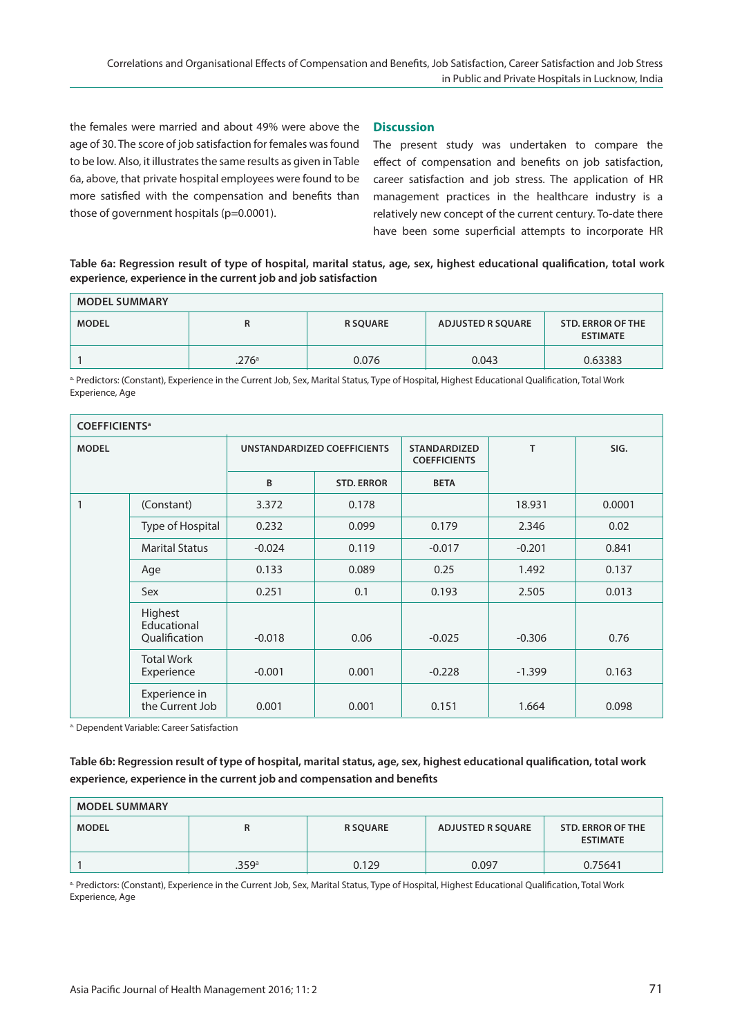the females were married and about 49% were above the age of 30. The score of job satisfaction for females was found to be low. Also, it illustrates the same results as given in Table 6a, above, that private hospital employees were found to be more satisfied with the compensation and benefits than those of government hospitals (p=0.0001).

## Discussion

The present study was undertaken to compare the effect of compensation and benefits on job satisfaction, career satisfaction and job stress. The application of HR management practices in the healthcare industry is a relatively new concept of the current century. To-date there have been some superficial attempts to incorporate HR

**Table 6a: Regression result of type of hospital, marital status, age, sex, highest educational qualification, total work experience, experience in the current job and job satisfaction**

| MODEL SUMMARY | | | | |
|---|---|---|---|---|
| MODEL | R | R SQUARE | ADJUSTED R SQUARE | STD. ERROR OF THE ESTIMATE |
| 1 | .276[a] | 0.076 | 0.043 | 0.63383 |

[a] Predictors: (Constant), Experience in the Current Job, Sex, Marital Status, Type of Hospital, Highest Educational Qualification, Total Work Experience, Age

| COEFFICIENTS[a] | | | | | | |
|---|---|---|---|---|---|---|
| MODEL | | UNSTANDARDIZED COEFFICIENTS | | STANDARDIZED COEFFICIENTS | T | SIG. |
| | | B | STD. ERROR | BETA | | |
| 1 | (Constant) | 3.372 | 0.178 | | 18.931 | 0.0001 |
| | Type of Hospital | 0.232 | 0.099 | 0.179 | 2.346 | 0.02 |
| | Marital Status | -0.024 | 0.119 | -0.017 | -0.201 | 0.841 |
| | Age | 0.133 | 0.089 | 0.25 | 1.492 | 0.137 |
| | Sex | 0.251 | 0.1 | 0.193 | 2.505 | 0.013 |
| | Highest Educational Qualification | -0.018 | 0.06 | -0.025 | -0.306 | 0.76 |
| | Total Work Experience | -0.001 | 0.001 | -0.228 | -1.399 | 0.163 |
| | Experience in the Current Job | 0.001 | 0.001 | 0.151 | 1.664 | 0.098 |

[a] Dependent Variable: Career Satisfaction

**Table 6b: Regression result of type of hospital, marital status, age, sex, highest educational qualification, total work experience, experience in the current job and compensation and benefits**

| MODEL SUMMARY | | | | |
|---|---|---|---|---|
| MODEL | R | R SQUARE | ADJUSTED R SQUARE | STD. ERROR OF THE ESTIMATE |
| 1 | .359[a] | 0.129 | 0.097 | 0.75641 |

[a] Predictors: (Constant), Experience in the Current Job, Sex, Marital Status, Type of Hospital, Highest Educational Qualification, Total Work Experience, Age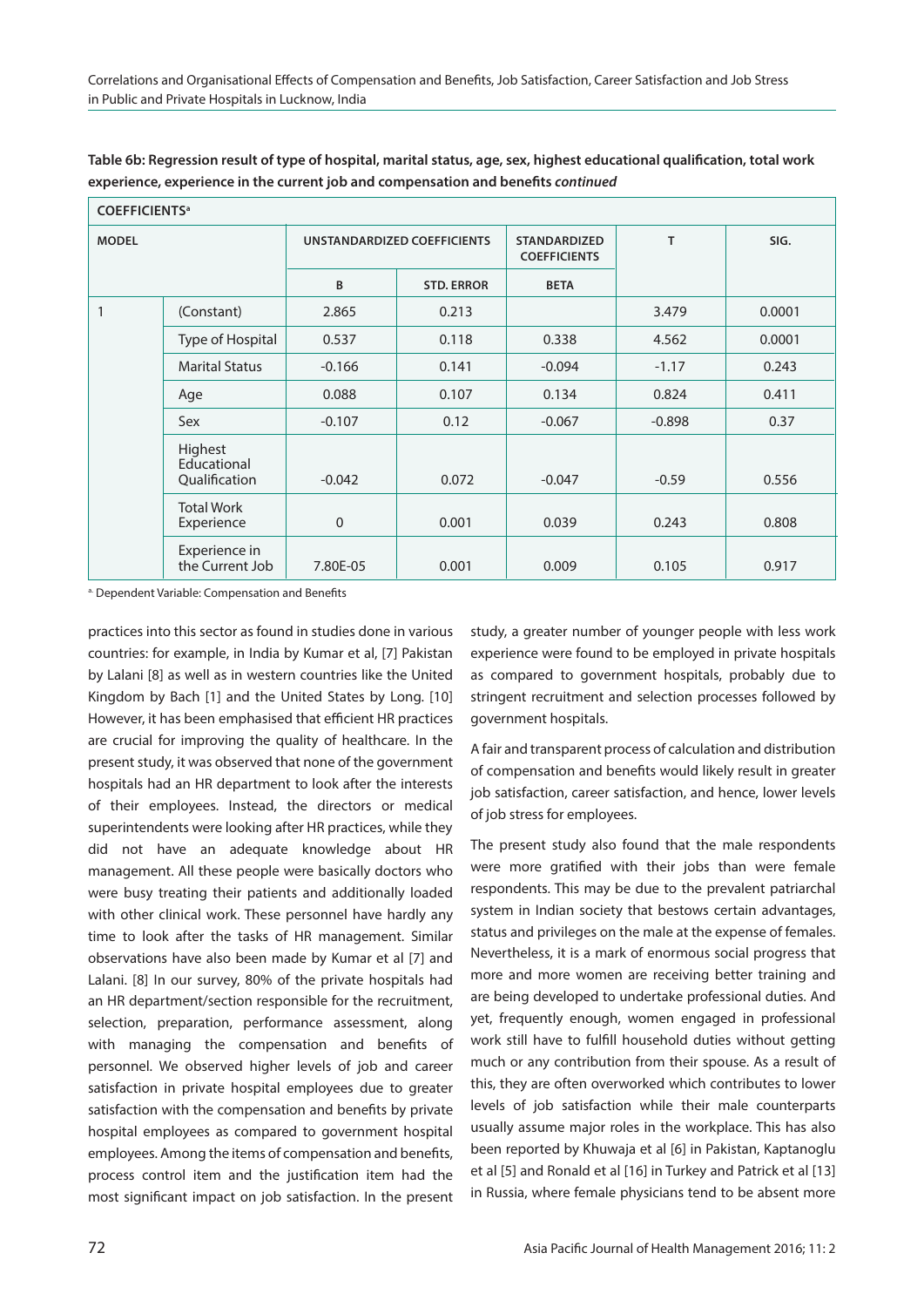**Table 6b: Regression result of type of hospital, marital status, age, sex, highest educational qualification, total work experience, experience in the current job and compensation and benefits *continued***

| COEFFICIENTS[a] | | | | | | |
|---|---|---|---|---|---|---|
| MODEL | | UNSTANDARDIZED COEFFICIENTS | | STANDARDIZED COEFFICIENTS | T | SIG. |
| | | B | STD. ERROR | BETA | | |
| 1 | (Constant) | 2.865 | 0.213 | | 3.479 | 0.0001 |
| | Type of Hospital | 0.537 | 0.118 | 0.338 | 4.562 | 0.0001 |
| | Marital Status | -0.166 | 0.141 | -0.094 | -1.17 | 0.243 |
| | Age | 0.088 | 0.107 | 0.134 | 0.824 | 0.411 |
| | Sex | -0.107 | 0.12 | -0.067 | -0.898 | 0.37 |
| | Highest Educational Qualification | -0.042 | 0.072 | -0.047 | -0.59 | 0.556 |
| | Total Work Experience | 0 | 0.001 | 0.039 | 0.243 | 0.808 |
| | Experience in the Current Job | 7.80E-05 | 0.001 | 0.009 | 0.105 | 0.917 |

[a] Dependent Variable: Compensation and Benefits

practices into this sector as found in studies done in various countries: for example, in India by Kumar et al, [7] Pakistan by Lalani [8] as well as in western countries like the United Kingdom by Bach [1] and the United States by Long. [10] However, it has been emphasised that efficient HR practices are crucial for improving the quality of healthcare. In the present study, it was observed that none of the government hospitals had an HR department to look after the interests of their employees. Instead, the directors or medical superintendents were looking after HR practices, while they did not have an adequate knowledge about HR management. All these people were basically doctors who were busy treating their patients and additionally loaded with other clinical work. These personnel have hardly any time to look after the tasks of HR management. Similar observations have also been made by Kumar et al [7] and Lalani. [8] In our survey, 80% of the private hospitals had an HR department/section responsible for the recruitment, selection, preparation, performance assessment, along with managing the compensation and benefits of personnel. We observed higher levels of job and career satisfaction in private hospital employees due to greater satisfaction with the compensation and benefits by private hospital employees as compared to government hospital employees. Among the items of compensation and benefits, process control item and the justification item had the most significant impact on job satisfaction. In the present study, a greater number of younger people with less work experience were found to be employed in private hospitals as compared to government hospitals, probably due to stringent recruitment and selection processes followed by government hospitals.

A fair and transparent process of calculation and distribution of compensation and benefits would likely result in greater job satisfaction, career satisfaction, and hence, lower levels of job stress for employees.

The present study also found that the male respondents were more gratified with their jobs than were female respondents. This may be due to the prevalent patriarchal system in Indian society that bestows certain advantages, status and privileges on the male at the expense of females. Nevertheless, it is a mark of enormous social progress that more and more women are receiving better training and are being developed to undertake professional duties. And yet, frequently enough, women engaged in professional work still have to fulfill household duties without getting much or any contribution from their spouse. As a result of this, they are often overworked which contributes to lower levels of job satisfaction while their male counterparts usually assume major roles in the workplace. This has also been reported by Khuwaja et al [6] in Pakistan, Kaptanoglu et al [5] and Ronald et al [16] in Turkey and Patrick et al [13] in Russia, where female physicians tend to be absent more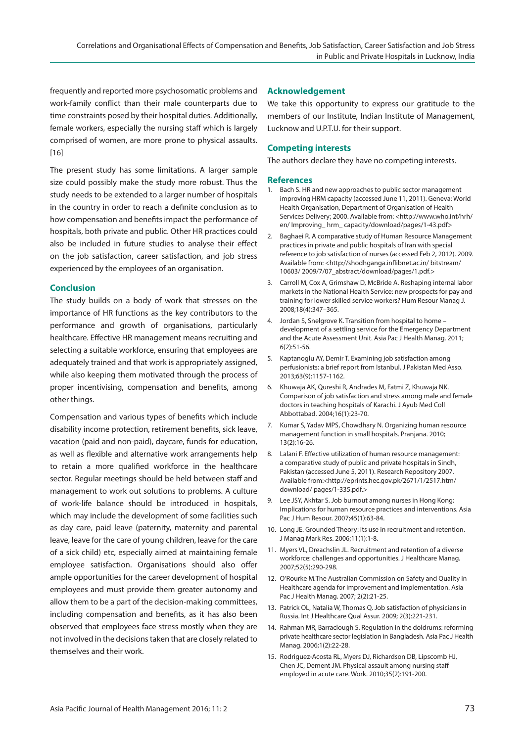frequently and reported more psychosomatic problems and work-family conflict than their male counterparts due to time constraints posed by their hospital duties. Additionally, female workers, especially the nursing staff which is largely comprised of women, are more prone to physical assaults. [16]

The present study has some limitations. A larger sample size could possibly make the study more robust. Thus the study needs to be extended to a larger number of hospitals in the country in order to reach a definite conclusion as to how compensation and benefits impact the performance of hospitals, both private and public. Other HR practices could also be included in future studies to analyse their effect on the job satisfaction, career satisfaction, and job stress experienced by the employees of an organisation.

## Conclusion

The study builds on a body of work that stresses on the importance of HR functions as the key contributors to the performance and growth of organisations, particularly healthcare. Effective HR management means recruiting and selecting a suitable workforce, ensuring that employees are adequately trained and that work is appropriately assigned, while also keeping them motivated through the process of proper incentivising, compensation and benefits, among other things.

Compensation and various types of benefits which include disability income protection, retirement benefits, sick leave, vacation (paid and non-paid), daycare, funds for education, as well as flexible and alternative work arrangements help to retain a more qualified workforce in the healthcare sector. Regular meetings should be held between staff and management to work out solutions to problems. A culture of work-life balance should be introduced in hospitals, which may include the development of some facilities such as day care, paid leave (paternity, maternity and parental leave, leave for the care of young children, leave for the care of a sick child) etc, especially aimed at maintaining female employee satisfaction. Organisations should also offer ample opportunities for the career development of hospital employees and must provide them greater autonomy and allow them to be a part of the decision-making committees, including compensation and benefits, as it has also been observed that employees face stress mostly when they are not involved in the decisions taken that are closely related to themselves and their work.

## Acknowledgement

We take this opportunity to express our gratitude to the members of our Institute, Indian Institute of Management, Lucknow and U.P.T.U. for their support.

## Competing interests

The authors declare they have no competing interests.

## References

1. Bach S. HR and new approaches to public sector management improving HRM capacity (accessed June 11, 2011). Geneva: World Health Organisation, Department of Organisation of Health Services Delivery; 2000. Available from: <http://www.who.int/hrh/en/ Improving_ hrm_ capacity/download/pages/1-43.pdf>
2. Baghaei R. A comparative study of Human Resource Management practices in private and public hospitals of Iran with special reference to job satisfaction of nurses (accessed Feb 2, 2012). 2009. Available from: <http://shodhganga.inflibnet.ac.in/ bitstream/ 10603/ 2009/7/07_abstract/download/pages/1.pdf.>
3. Carroll M, Cox A, Grimshaw D, McBride A. Reshaping internal labor markets in the National Health Service: new prospects for pay and training for lower skilled service workers? Hum Resour Manag J. 2008;18(4):347–365.
4. Jordan S, Snelgrove K. Transition from hospital to home – development of a settling service for the Emergency Department and the Acute Assessment Unit. Asia Pac J Health Manag. 2011; 6(2):51-56.
5. Kaptanoglu AY, Demir T. Examining job satisfaction among perfusionists: a brief report from Istanbul. J Pakistan Med Asso. 2013;63(9):1157-1162.
6. Khuwaja AK, Qureshi R, Andrades M, Fatmi Z, Khuwaja NK. Comparison of job satisfaction and stress among male and female doctors in teaching hospitals of Karachi. J Ayub Med Coll Abbottabad. 2004;16(1):23-70.
7. Kumar S, Yadav MPS, Chowdhary N. Organizing human resource management function in small hospitals. Pranjana. 2010; 13(2):16-26.
8. Lalani F. Effective utilization of human resource management: a comparative study of public and private hospitals in Sindh, Pakistan (accessed June 5, 2011). Research Repository 2007. Available from:<http://eprints.hec.gov.pk/2671/1/2517.htm/ download/ pages/1-335.pdf.>
9. Lee JSY, Akhtar S. Job burnout among nurses in Hong Kong: Implications for human resource practices and interventions. Asia Pac J Hum Resour. 2007;45(1):63-84.
10. Long JE. Grounded Theory: its use in recruitment and retention. J Manag Mark Res. 2006;11(1):1-8.
11. Myers VL, Dreachslin JL. Recruitment and retention of a diverse workforce: challenges and opportunities. J Healthcare Manag. 2007;52(5):290-298.
12. O'Rourke M.The Australian Commission on Safety and Quality in Healthcare agenda for improvement and implementation. Asia Pac J Health Manag. 2007; 2(2):21-25.
13. Patrick OL, Natalia W, Thomas Q. Job satisfaction of physicians in Russia. Int J Healthcare Qual Assur. 2009; 2(3):221-231.
14. Rahman MR, Barraclough S. Regulation in the doldrums: reforming private healthcare sector legislation in Bangladesh. Asia Pac J Health Manag. 2006;1(2):22-28.
15. Rodriguez-Acosta RL, Myers DJ, Richardson DB, Lipscomb HJ, Chen JC, Dement JM. Physical assault among nursing staff employed in acute care. Work. 2010;35(2):191-200.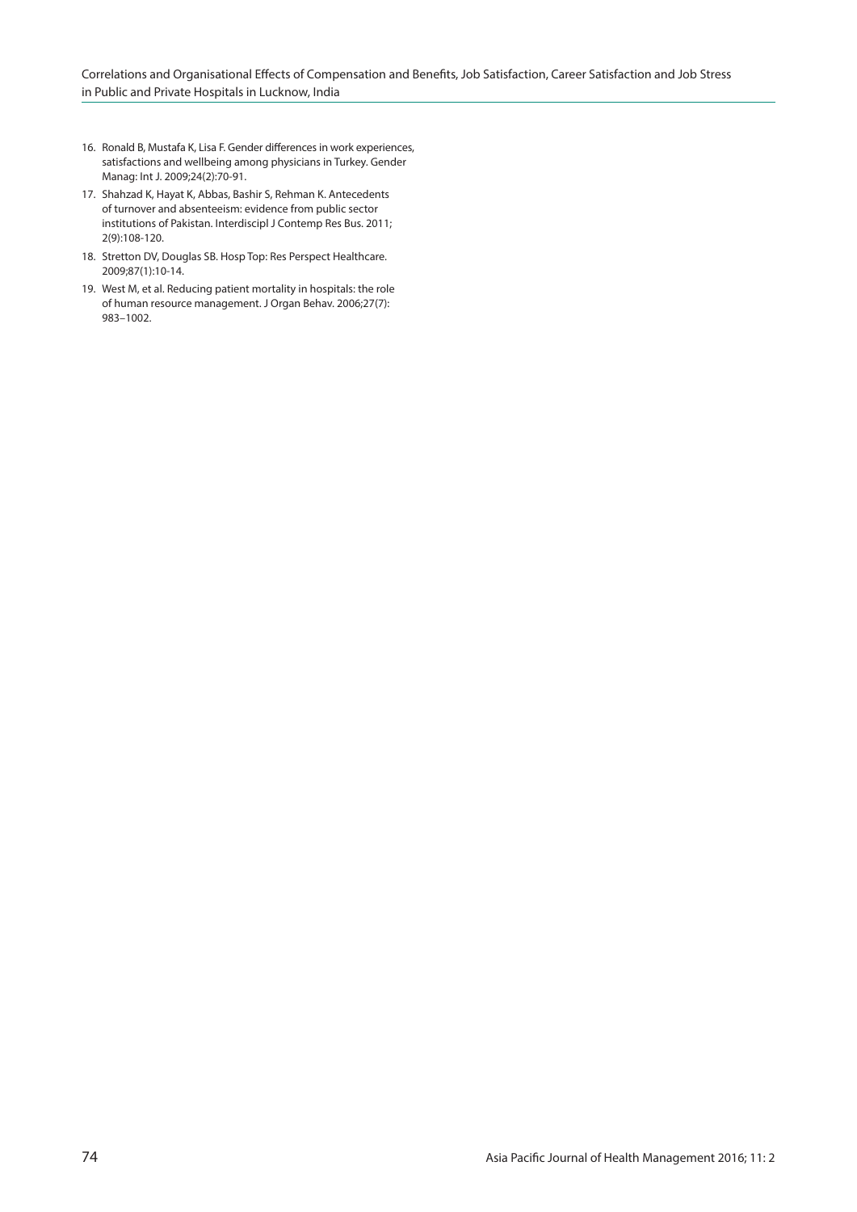16. Ronald B, Mustafa K, Lisa F. Gender differences in work experiences, satisfactions and wellbeing among physicians in Turkey. Gender Manag: Int J. 2009;24(2):70-91.
17. Shahzad K, Hayat K, Abbas, Bashir S, Rehman K. Antecedents of turnover and absenteeism: evidence from public sector institutions of Pakistan. Interdiscipl J Contemp Res Bus. 2011; 2(9):108-120.
18. Stretton DV, Douglas SB. Hosp Top: Res Perspect Healthcare. 2009;87(1):10-14.
19. West M, et al. Reducing patient mortality in hospitals: the role of human resource management. J Organ Behav. 2006;27(7): 983–1002.